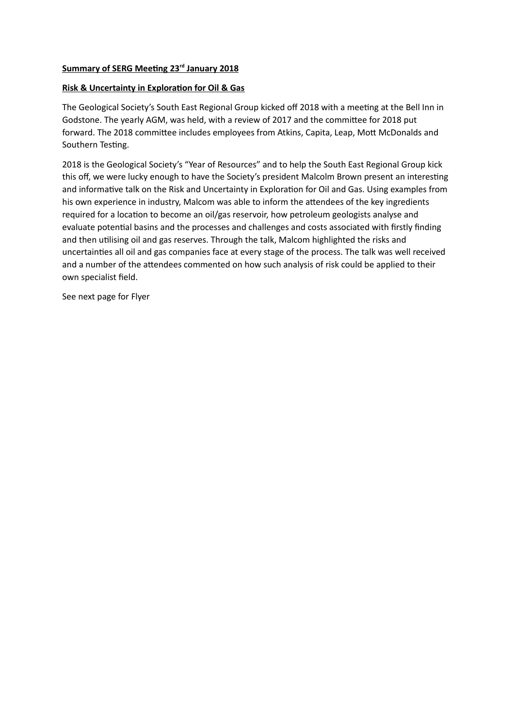**Summary of SERG Meeting 23rd January 2018**

**Risk & Uncertainty in Exploration for Oil & Gas**

The Geological Society's South East Regional Group kicked off 2018 with a meeting at the Bell Inn in Godstone. The yearly AGM, was held, with a review of 2017 and the committee for 2018 put forward. The 2018 committee includes employees from Atkins, Capita, Leap, Mott McDonalds and Southern Testing.

2018 is the Geological Society's "Year of Resources" and to help the South East Regional Group kick this off, we were lucky enough to have the Society's president Malcolm Brown present an interesting and informative talk on the Risk and Uncertainty in Exploration for Oil and Gas. Using examples from his own experience in industry, Malcom was able to inform the attendees of the key ingredients required for a location to become an oil/gas reservoir, how petroleum geologists analyse and evaluate potential basins and the processes and challenges and costs associated with firstly finding and then utilising oil and gas reserves. Through the talk, Malcom highlighted the risks and uncertainties all oil and gas companies face at every stage of the process. The talk was well received and a number of the attendees commented on how such analysis of risk could be applied to their own specialist field.

See next page for Flyer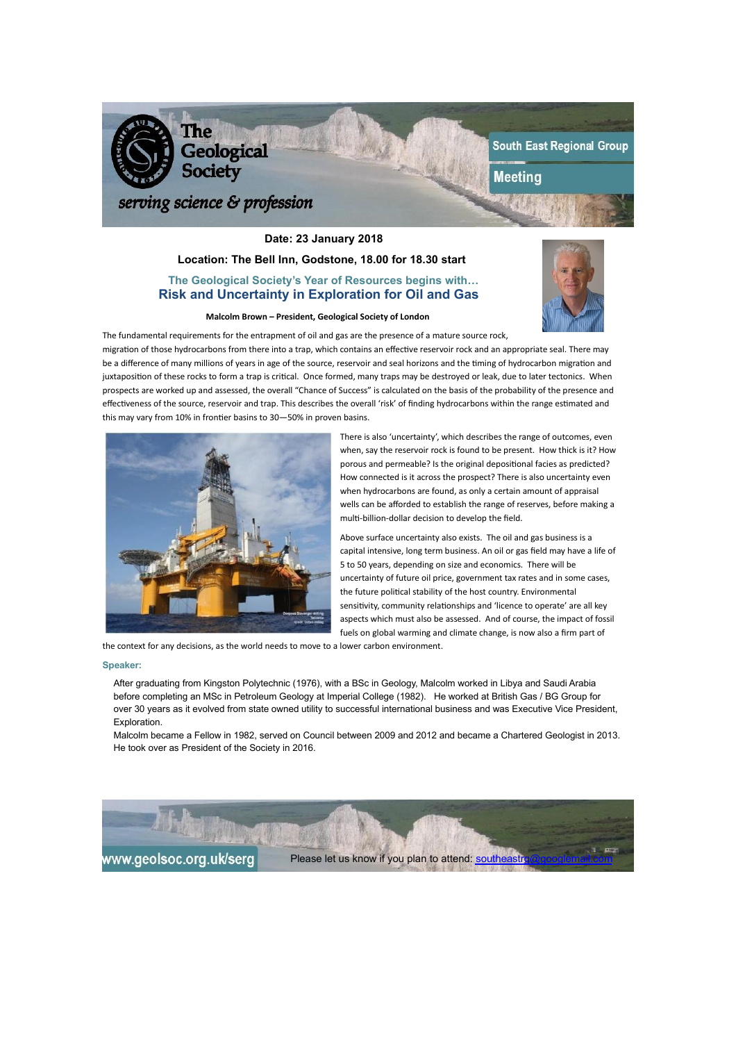The Geological Society

*serving science & profession*

South East Regional Group

Meeting

**Date: 23 January 2018**

**Location: The Bell Inn, Godstone, 18.00 for 18.30 start**

## The Geological Society's Year of Resources begins with…

## Risk and Uncertainty in Exploration for Oil and Gas

**Malcolm Brown – President, Geological Society of London**

The fundamental requirements for the entrapment of oil and gas are the presence of a mature source rock, migration of those hydrocarbons from there into a trap, which contains an effective reservoir rock and an appropriate seal. There may be a difference of many millions of years in age of the source, reservoir and seal horizons and the timing of hydrocarbon migration and juxtaposition of these rocks to form a trap is critical. Once formed, many traps may be destroyed or leak, due to later tectonics. When prospects are worked up and assessed, the overall "Chance of Success" is calculated on the basis of the probability of the presence and effectiveness of the source, reservoir and trap. This describes the overall 'risk' of finding hydrocarbons within the range estimated and this may vary from 10% in frontier basins to 30—50% in proven basins.

There is also 'uncertainty', which describes the range of outcomes, even when, say the reservoir rock is found to be present. How thick is it? How porous and permeable? Is the original depositional facies as predicted? How connected is it across the prospect? There is also uncertainty even when hydrocarbons are found, as only a certain amount of appraisal wells can be afforded to establish the range of reserves, before making a multi-billion-dollar decision to develop the field.

Above surface uncertainty also exists. The oil and gas business is a capital intensive, long term business. An oil or gas field may have a life of 5 to 50 years, depending on size and economics. There will be uncertainty of future oil price, government tax rates and in some cases, the future political stability of the host country. Environmental sensitivity, community relationships and 'licence to operate' are all key aspects which must also be assessed. And of course, the impact of fossil fuels on global warming and climate change, is now also a firm part of the context for any decisions, as the world needs to move to a lower carbon environment.

### Speaker:

After graduating from Kingston Polytechnic (1976), with a BSc in Geology, Malcolm worked in Libya and Saudi Arabia before completing an MSc in Petroleum Geology at Imperial College (1982). He worked at British Gas / BG Group for over 30 years as it evolved from state owned utility to successful international business and was Executive Vice President, Exploration.

Malcolm became a Fellow in 1982, served on Council between 2009 and 2012 and became a Chartered Geologist in 2013. He took over as President of the Society in 2016.

www.geolsoc.org.uk/serg

Please let us know if you plan to attend: southeastrg@googlemail.com